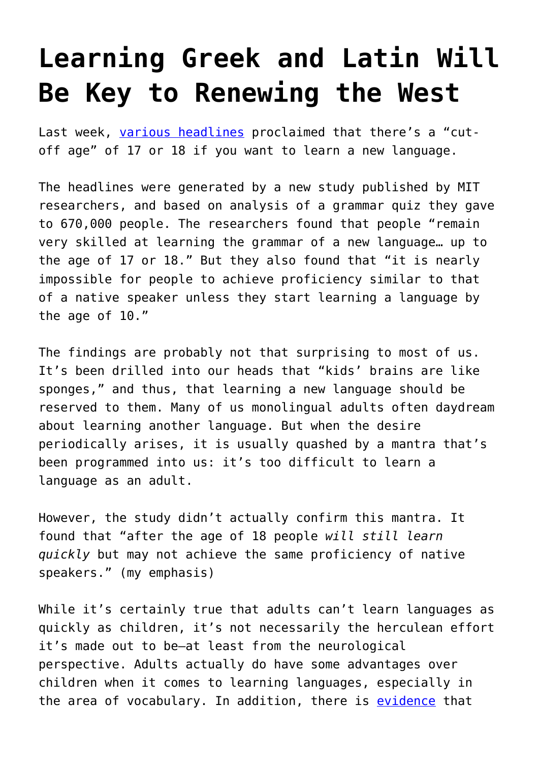# Learning Greek and Latin Will Be Key to Renewing the West

Last week, various headlines proclaimed that there's a "cut-off age" of 17 or 18 if you want to learn a new language.

The headlines were generated by a new study published by MIT researchers, and based on analysis of a grammar quiz they gave to 670,000 people. The researchers found that people "remain very skilled at learning the grammar of a new language… up to the age of 17 or 18." But they also found that "it is nearly impossible for people to achieve proficiency similar to that of a native speaker unless they start learning a language by the age of 10."

The findings are probably not that surprising to most of us. It's been drilled into our heads that "kids' brains are like sponges," and thus, that learning a new language should be reserved to them. Many of us monolingual adults often daydream about learning another language. But when the desire periodically arises, it is usually quashed by a mantra that's been programmed into us: it's too difficult to learn a language as an adult.

However, the study didn't actually confirm this mantra. It found that "after the age of 18 people *will still learn quickly* but may not achieve the same proficiency of native speakers." (my emphasis)

While it's certainly true that adults can't learn languages as quickly as children, it's not necessarily the herculean effort it's made out to be—at least from the neurological perspective. Adults actually do have some advantages over children when it comes to learning languages, especially in the area of vocabulary. In addition, there is evidence that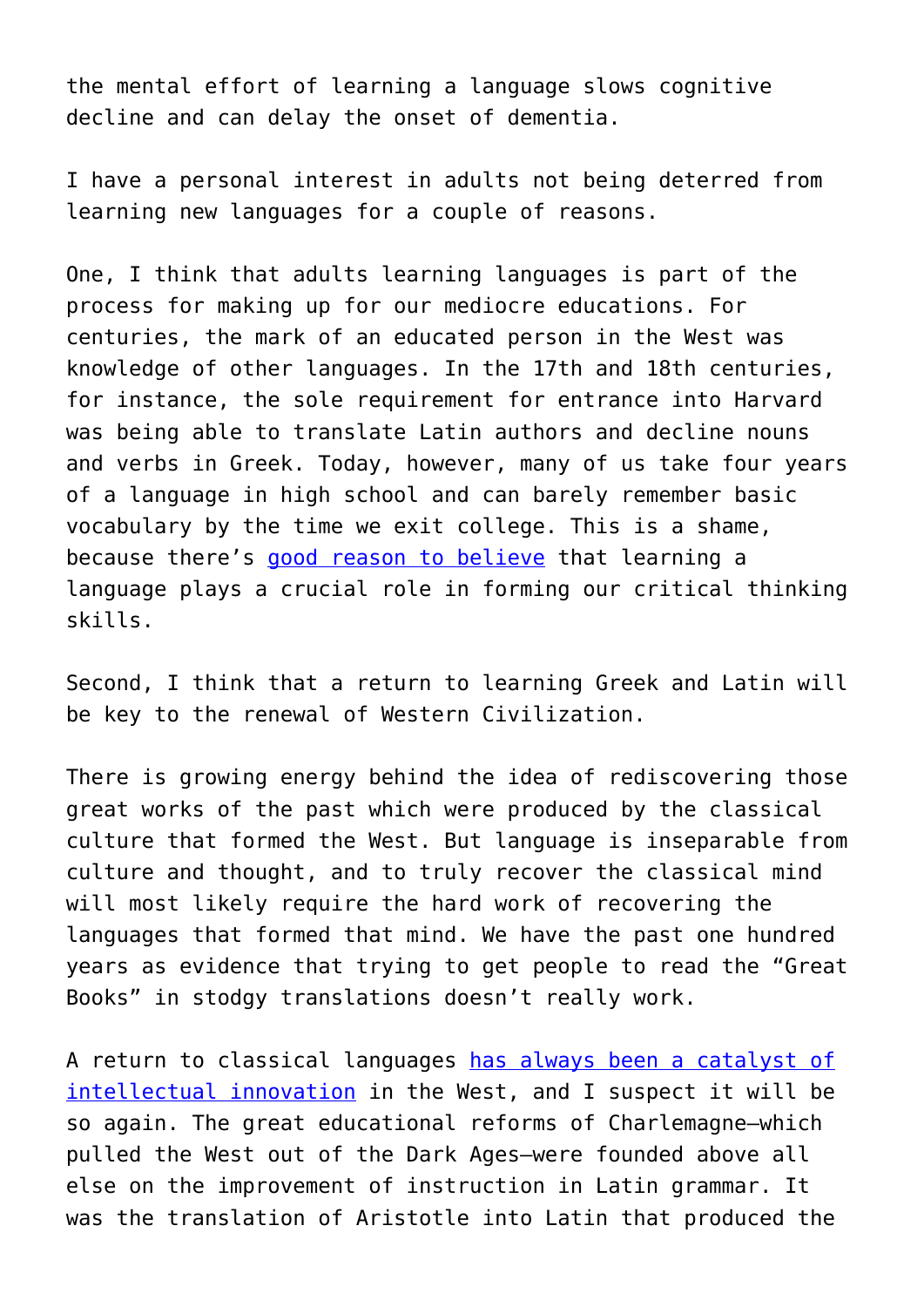the mental effort of learning a language slows cognitive decline and can delay the onset of dementia.

I have a personal interest in adults not being deterred from learning new languages for a couple of reasons.

One, I think that adults learning languages is part of the process for making up for our mediocre educations. For centuries, the mark of an educated person in the West was knowledge of other languages. In the 17th and 18th centuries, for instance, the sole requirement for entrance into Harvard was being able to translate Latin authors and decline nouns and verbs in Greek. Today, however, many of us take four years of a language in high school and can barely remember basic vocabulary by the time we exit college. This is a shame, because there's [good reason to believe] that learning a language plays a crucial role in forming our critical thinking skills.

Second, I think that a return to learning Greek and Latin will be key to the renewal of Western Civilization.

There is growing energy behind the idea of rediscovering those great works of the past which were produced by the classical culture that formed the West. But language is inseparable from culture and thought, and to truly recover the classical mind will most likely require the hard work of recovering the languages that formed that mind. We have the past one hundred years as evidence that trying to get people to read the "Great Books" in stodgy translations doesn't really work.

A return to classical languages [has always been a catalyst of intellectual innovation] in the West, and I suspect it will be so again. The great educational reforms of Charlemagne—which pulled the West out of the Dark Ages—were founded above all else on the improvement of instruction in Latin grammar. It was the translation of Aristotle into Latin that produced the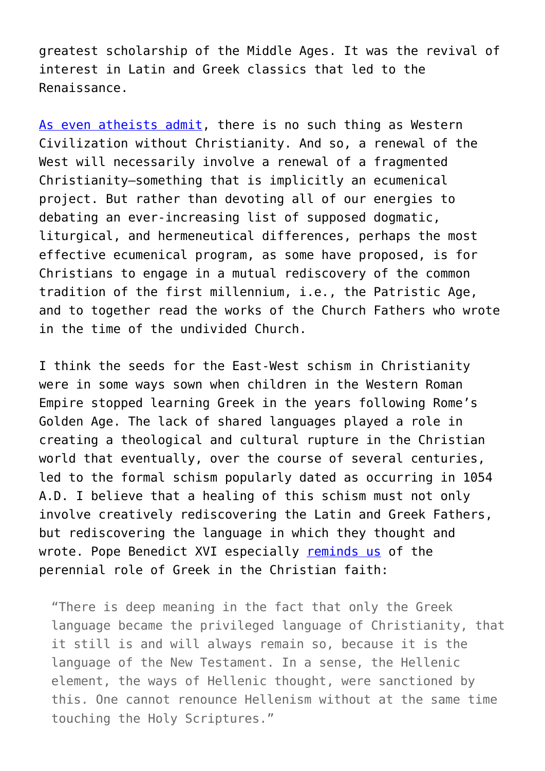greatest scholarship of the Middle Ages. It was the revival of interest in Latin and Greek classics that led to the Renaissance.

As even atheists admit, there is no such thing as Western Civilization without Christianity. And so, a renewal of the West will necessarily involve a renewal of a fragmented Christianity—something that is implicitly an ecumenical project. But rather than devoting all of our energies to debating an ever-increasing list of supposed dogmatic, liturgical, and hermeneutical differences, perhaps the most effective ecumenical program, as some have proposed, is for Christians to engage in a mutual rediscovery of the common tradition of the first millennium, i.e., the Patristic Age, and to together read the works of the Church Fathers who wrote in the time of the undivided Church.

I think the seeds for the East-West schism in Christianity were in some ways sown when children in the Western Roman Empire stopped learning Greek in the years following Rome's Golden Age. The lack of shared languages played a role in creating a theological and cultural rupture in the Christian world that eventually, over the course of several centuries, led to the formal schism popularly dated as occurring in 1054 A.D. I believe that a healing of this schism must not only involve creatively rediscovering the Latin and Greek Fathers, but rediscovering the language in which they thought and wrote. Pope Benedict XVI especially reminds us of the perennial role of Greek in the Christian faith:

> "There is deep meaning in the fact that only the Greek language became the privileged language of Christianity, that it still is and will always remain so, because it is the language of the New Testament. In a sense, the Hellenic element, the ways of Hellenic thought, were sanctioned by this. One cannot renounce Hellenism without at the same time touching the Holy Scriptures."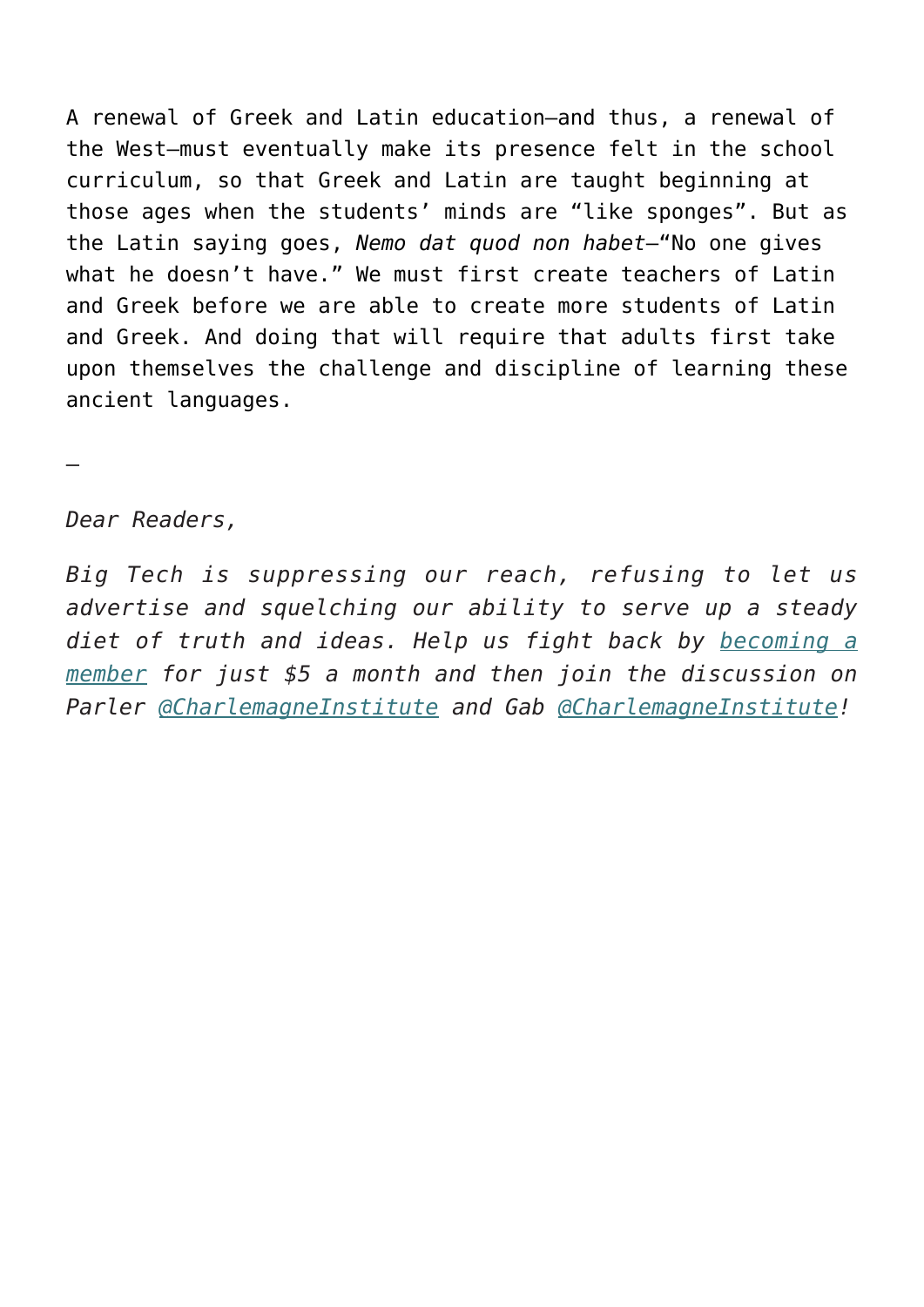A renewal of Greek and Latin education—and thus, a renewal of the West—must eventually make its presence felt in the school curriculum, so that Greek and Latin are taught beginning at those ages when the students' minds are "like sponges". But as the Latin saying goes, *Nemo dat quod non habet*—"No one gives what he doesn't have." We must first create teachers of Latin and Greek before we are able to create more students of Latin and Greek. And doing that will require that adults first take upon themselves the challenge and discipline of learning these ancient languages.

—

*Dear Readers,*

*Big Tech is suppressing our reach, refusing to let us advertise and squelching our ability to serve up a steady diet of truth and ideas. Help us fight back by [becoming a member] for just $5 a month and then join the discussion on Parler [@CharlemagneInstitute] and Gab [@CharlemagneInstitute]!*